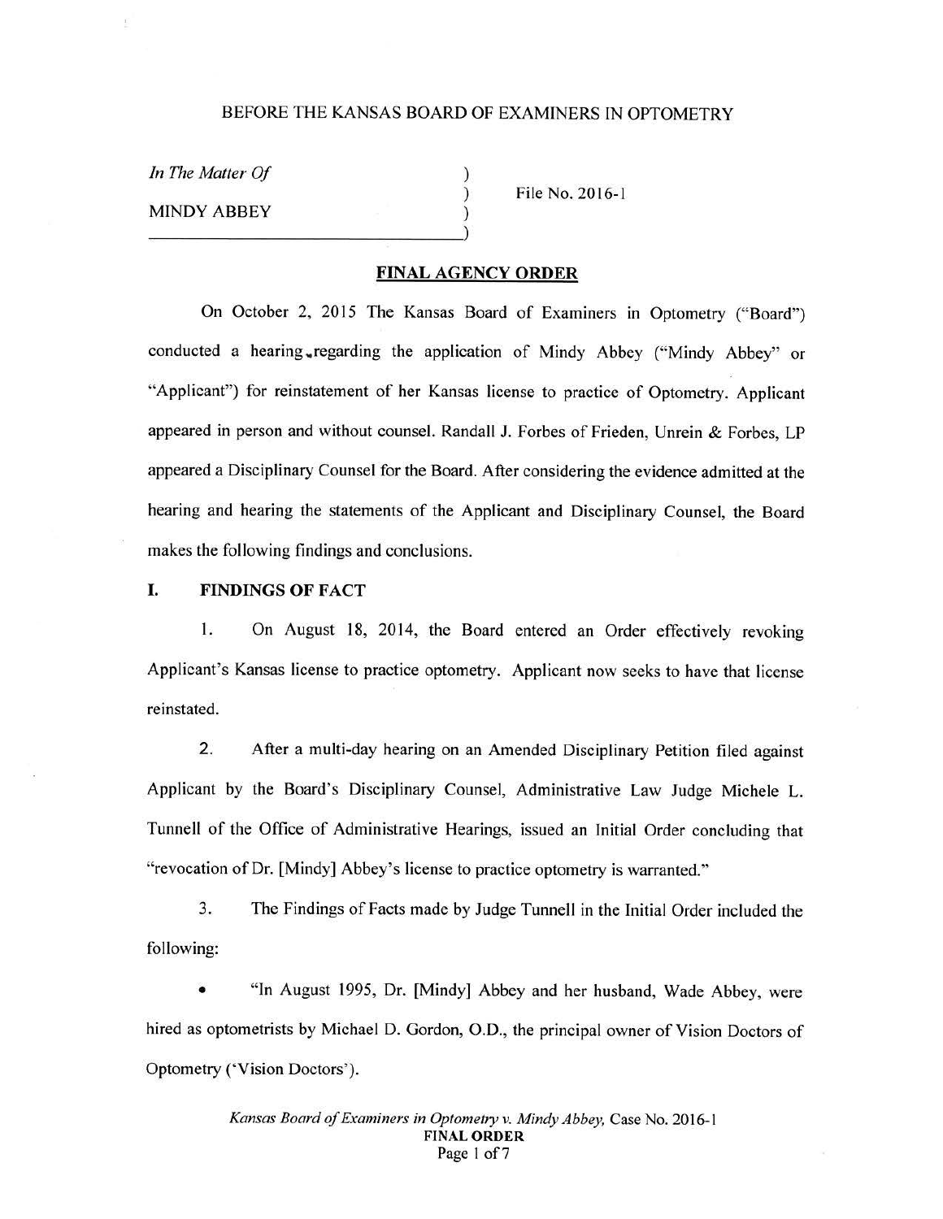BEFORE THE KANSAS BOARD OF EXAMINERS IN OPTOMETRY

*In The Matter Of*

MINDY ABBEY

File No. 2016-1

## FINAL AGENCY ORDER

On October 2, 2015 The Kansas Board of Examiners in Optometry ("Board") conducted a hearing regarding the application of Mindy Abbey ("Mindy Abbey" or "Applicant") for reinstatement of her Kansas license to practice of Optometry. Applicant appeared in person and without counsel. Randall J. Forbes of Frieden, Unrein & Forbes, LP appeared a Disciplinary Counsel for the Board. After considering the evidence admitted at the hearing and hearing the statements of the Applicant and Disciplinary Counsel, the Board makes the following findings and conclusions.

## I. FINDINGS OF FACT

1. On August 18, 2014, the Board entered an Order effectively revoking Applicant's Kansas license to practice optometry. Applicant now seeks to have that license reinstated.

2. After a multi-day hearing on an Amended Disciplinary Petition filed against Applicant by the Board's Disciplinary Counsel, Administrative Law Judge Michele L. Tunnell of the Office of Administrative Hearings, issued an Initial Order concluding that "revocation of Dr. [Mindy] Abbey's license to practice optometry is warranted."

3. The Findings of Facts made by Judge Tunnell in the Initial Order included the following:

- "In August 1995, Dr. [Mindy] Abbey and her husband, Wade Abbey, were hired as optometrists by Michael D. Gordon, O.D., the principal owner of Vision Doctors of Optometry ('Vision Doctors').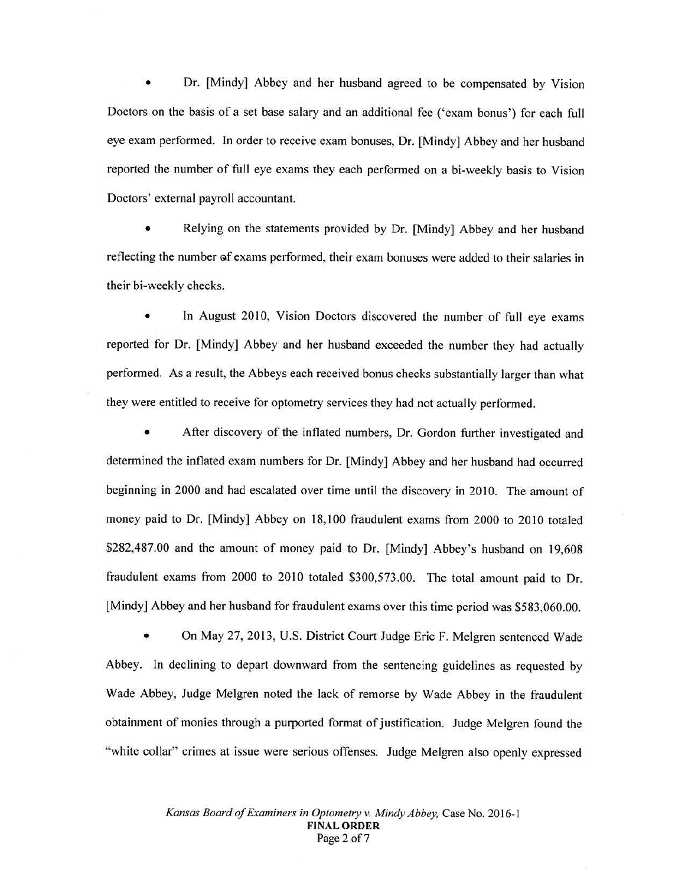- Dr. [Mindy] Abbey and her husband agreed to be compensated by Vision Doctors on the basis of a set base salary and an additional fee ('exam bonus') for each full eye exam performed. In order to receive exam bonuses, Dr. [Mindy] Abbey and her husband reported the number of full eye exams they each performed on a bi-weekly basis to Vision Doctors' external payroll accountant.

- Relying on the statements provided by Dr. [Mindy] Abbey and her husband reflecting the number of exams performed, their exam bonuses were added to their salaries in their bi-weekly checks.

- In August 2010, Vision Doctors discovered the number of full eye exams reported for Dr. [Mindy] Abbey and her husband exceeded the number they had actually performed. As a result, the Abbeys each received bonus checks substantially larger than what they were entitled to receive for optometry services they had not actually performed.

- After discovery of the inflated numbers, Dr. Gordon further investigated and determined the inflated exam numbers for Dr. [Mindy] Abbey and her husband had occurred beginning in 2000 and had escalated over time until the discovery in 2010. The amount of money paid to Dr. [Mindy] Abbey on 18,100 fraudulent exams from 2000 to 2010 totaled $282,487.00 and the amount of money paid to Dr. [Mindy] Abbey's husband on 19,608 fraudulent exams from 2000 to 2010 totaled $300,573.00. The total amount paid to Dr. [Mindy] Abbey and her husband for fraudulent exams over this time period was $583,060.00.

- On May 27, 2013, U.S. District Court Judge Eric F. Melgren sentenced Wade Abbey. In declining to depart downward from the sentencing guidelines as requested by Wade Abbey, Judge Melgren noted the lack of remorse by Wade Abbey in the fraudulent obtainment of monies through a purported format of justification. Judge Melgren found the "white collar" crimes at issue were serious offenses. Judge Melgren also openly expressed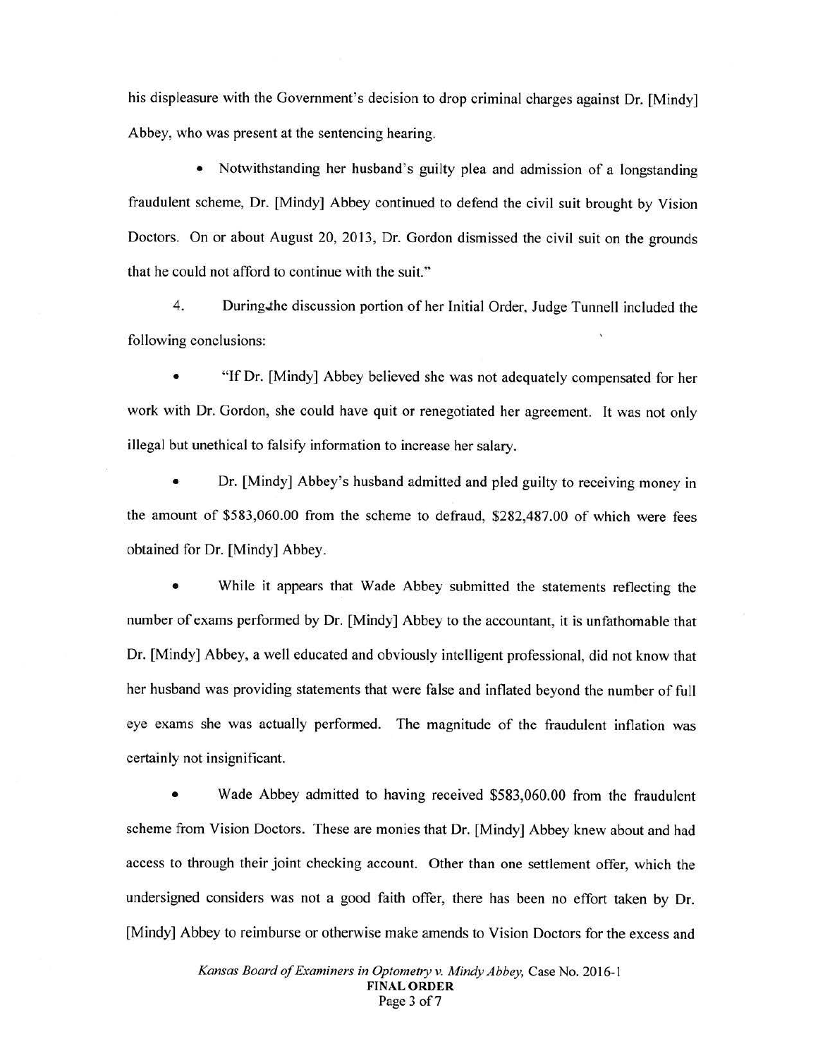his displeasure with the Government's decision to drop criminal charges against Dr. [Mindy] Abbey, who was present at the sentencing hearing.

- Notwithstanding her husband's guilty plea and admission of a longstanding fraudulent scheme, Dr. [Mindy] Abbey continued to defend the civil suit brought by Vision Doctors. On or about August 20, 2013, Dr. Gordon dismissed the civil suit on the grounds that he could not afford to continue with the suit."

4. During the discussion portion of her Initial Order, Judge Tunnell included the following conclusions:

- "If Dr. [Mindy] Abbey believed she was not adequately compensated for her work with Dr. Gordon, she could have quit or renegotiated her agreement. It was not only illegal but unethical to falsify information to increase her salary.

- Dr. [Mindy] Abbey's husband admitted and pled guilty to receiving money in the amount of $583,060.00 from the scheme to defraud, $282,487.00 of which were fees obtained for Dr. [Mindy] Abbey.

- While it appears that Wade Abbey submitted the statements reflecting the number of exams performed by Dr. [Mindy] Abbey to the accountant, it is unfathomable that Dr. [Mindy] Abbey, a well educated and obviously intelligent professional, did not know that her husband was providing statements that were false and inflated beyond the number of full eye exams she was actually performed. The magnitude of the fraudulent inflation was certainly not insignificant.

- Wade Abbey admitted to having received $583,060.00 from the fraudulent scheme from Vision Doctors. These are monies that Dr. [Mindy] Abbey knew about and had access to through their joint checking account. Other than one settlement offer, which the undersigned considers was not a good faith offer, there has been no effort taken by Dr. [Mindy] Abbey to reimburse or otherwise make amends to Vision Doctors for the excess and

*Kansas Board of Examiners in Optometry v. Mindy Abbey,* Case No. 2016-1
**FINAL ORDER**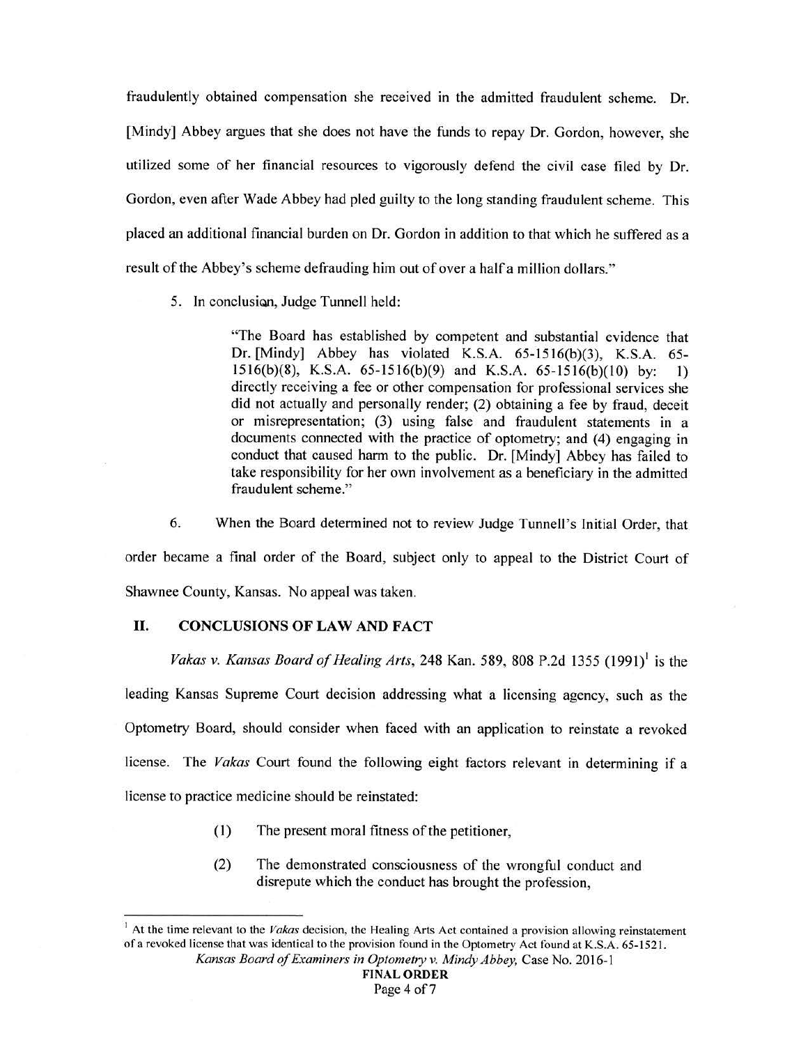fraudulently obtained compensation she received in the admitted fraudulent scheme. Dr. [Mindy] Abbey argues that she does not have the funds to repay Dr. Gordon, however, she utilized some of her financial resources to vigorously defend the civil case filed by Dr. Gordon, even after Wade Abbey had pled guilty to the long standing fraudulent scheme. This placed an additional financial burden on Dr. Gordon in addition to that which he suffered as a result of the Abbey's scheme defrauding him out of over a half a million dollars."

5. In conclusion, Judge Tunnell held:

> "The Board has established by competent and substantial evidence that Dr. [Mindy] Abbey has violated K.S.A. 65-1516(b)(3), K.S.A. 65-1516(b)(8), K.S.A. 65-1516(b)(9) and K.S.A. 65-1516(b)(10) by: 1) directly receiving a fee or other compensation for professional services she did not actually and personally render; (2) obtaining a fee by fraud, deceit or misrepresentation; (3) using false and fraudulent statements in a documents connected with the practice of optometry; and (4) engaging in conduct that caused harm to the public. Dr. [Mindy] Abbey has failed to take responsibility for her own involvement as a beneficiary in the admitted fraudulent scheme."

6. When the Board determined not to review Judge Tunnell's Initial Order, that order became a final order of the Board, subject only to appeal to the District Court of Shawnee County, Kansas. No appeal was taken.

## II. CONCLUSIONS OF LAW AND FACT

*Vakas v. Kansas Board of Healing Arts*, 248 Kan. 589, 808 P.2d 1355 (1991)[1] is the leading Kansas Supreme Court decision addressing what a licensing agency, such as the Optometry Board, should consider when faced with an application to reinstate a revoked license. The *Vakas* Court found the following eight factors relevant in determining if a license to practice medicine should be reinstated:

(1) The present moral fitness of the petitioner,

(2) The demonstrated consciousness of the wrongful conduct and disrepute which the conduct has brought the profession,

[1] At the time relevant to the *Vakas* decision, the Healing Arts Act contained a provision allowing reinstatement of a revoked license that was identical to the provision found in the Optometry Act found at K.S.A. 65-1521.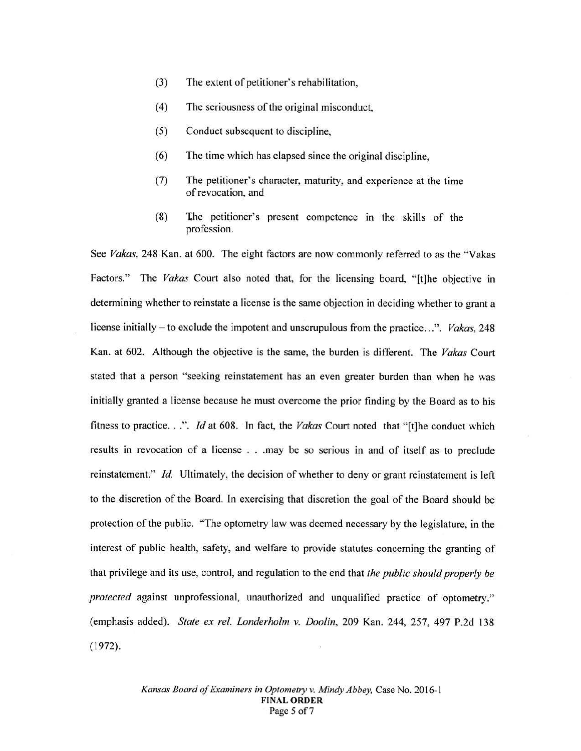(3) The extent of petitioner's rehabilitation,

(4) The seriousness of the original misconduct,

(5) Conduct subsequent to discipline,

(6) The time which has elapsed since the original discipline,

(7) The petitioner's character, maturity, and experience at the time of revocation, and

(8) The petitioner's present competence in the skills of the profession.

See *Vakas*, 248 Kan. at 600. The eight factors are now commonly referred to as the "Vakas Factors." The *Vakas* Court also noted that, for the licensing board, "[t]he objective in determining whether to reinstate a license is the same objection in deciding whether to grant a license initially – to exclude the impotent and unscrupulous from the practice...". *Vakas*, 248 Kan. at 602. Although the objective is the same, the burden is different. The *Vakas* Court stated that a person "seeking reinstatement has an even greater burden than when he was initially granted a license because he must overcome the prior finding by the Board as to his fitness to practice. . .". *Id* at 608. In fact, the *Vakas* Court noted that "[t]he conduct which results in revocation of a license . . .may be so serious in and of itself as to preclude reinstatement." *Id.* Ultimately, the decision of whether to deny or grant reinstatement is left to the discretion of the Board. In exercising that discretion the goal of the Board should be protection of the public. "The optometry law was deemed necessary by the legislature, in the interest of public health, safety, and welfare to provide statutes concerning the granting of that privilege and its use, control, and regulation to the end that *the public should properly be protected* against unprofessional, unauthorized and unqualified practice of optometry." (emphasis added). *State ex rel. Londerholm v. Doolin*, 209 Kan. 244, 257, 497 P.2d 138 (1972).

*Kansas Board of Examiners in Optometry v. Mindy Abbey*, Case No. 2016-1
**FINAL ORDER**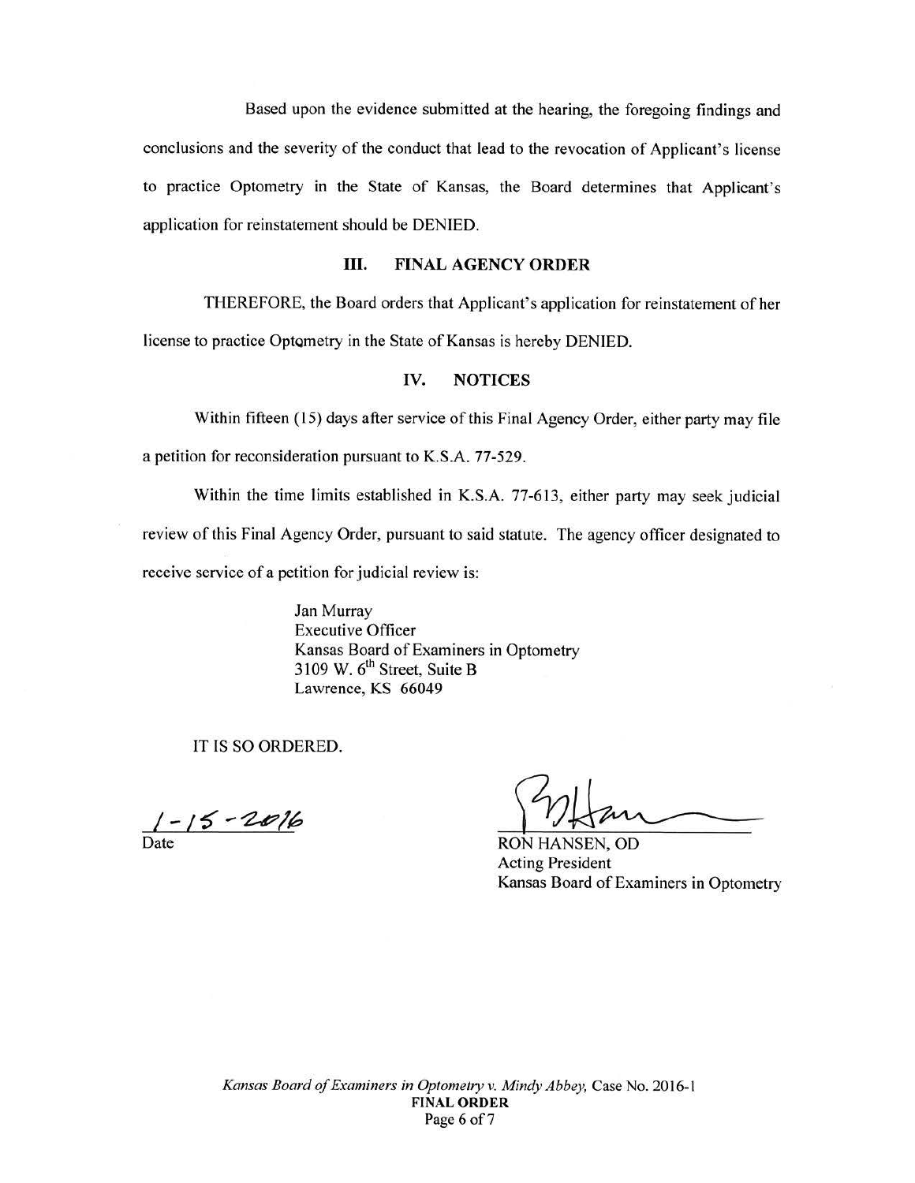Based upon the evidence submitted at the hearing, the foregoing findings and conclusions and the severity of the conduct that lead to the revocation of Applicant's license to practice Optometry in the State of Kansas, the Board determines that Applicant's application for reinstatement should be DENIED.

## III. FINAL AGENCY ORDER

THEREFORE, the Board orders that Applicant's application for reinstatement of her license to practice Optometry in the State of Kansas is hereby DENIED.

## IV. NOTICES

Within fifteen (15) days after service of this Final Agency Order, either party may file a petition for reconsideration pursuant to K.S.A. 77-529.

Within the time limits established in K.S.A. 77-613, either party may seek judicial review of this Final Agency Order, pursuant to said statute. The agency officer designated to receive service of a petition for judicial review is:

Jan Murray
Executive Officer
Kansas Board of Examiners in Optometry
3109 W. 6th Street, Suite B
Lawrence, KS 66049

IT IS SO ORDERED.

1-15-2016
Date

RON HANSEN, OD
Acting President
Kansas Board of Examiners in Optometry

*Kansas Board of Examiners in Optometry v. Mindy Abbey*, Case No. 2016-1
**FINAL ORDER**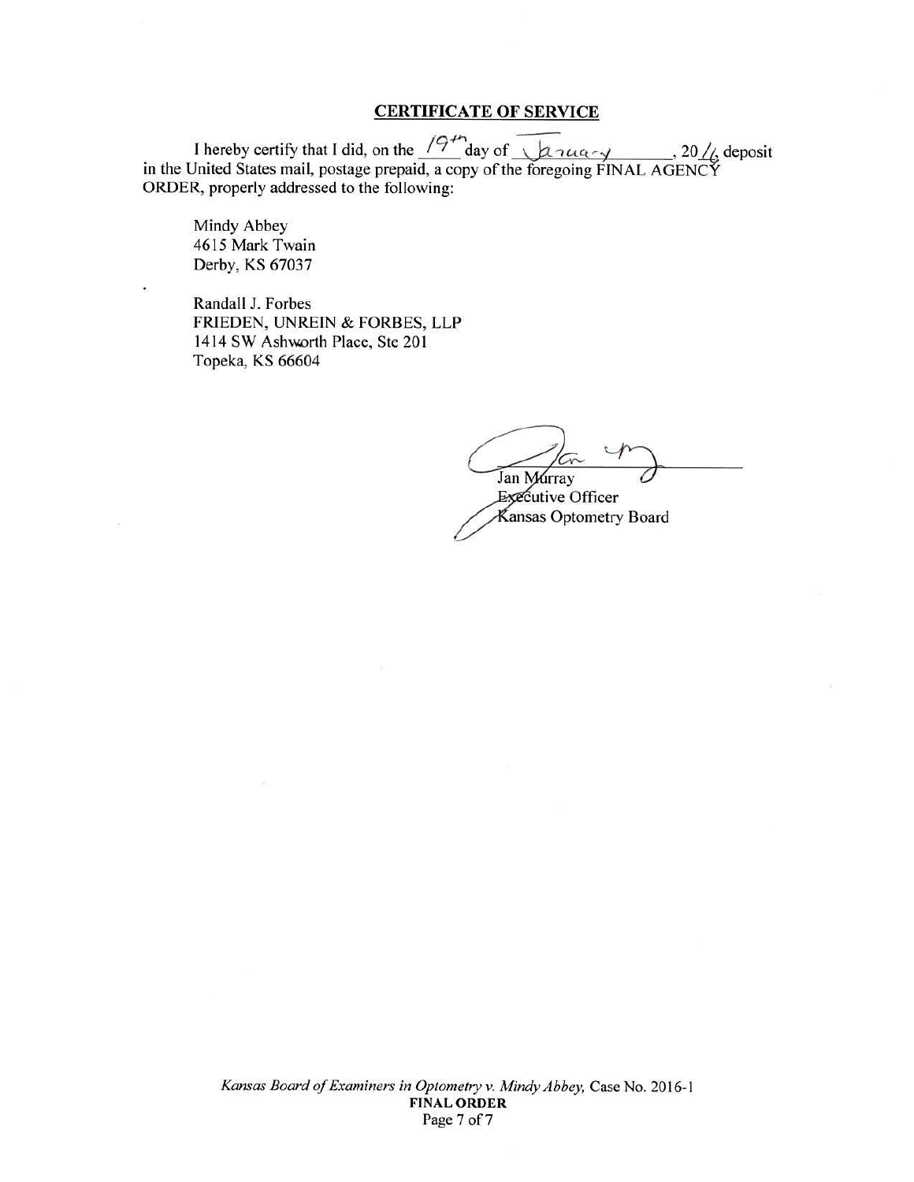## CERTIFICATE OF SERVICE

I hereby certify that I did, on the 19th day of January, 2016 deposit in the United States mail, postage prepaid, a copy of the foregoing FINAL AGENCY ORDER, properly addressed to the following:

Mindy Abbey
4615 Mark Twain
Derby, KS 67037

Randall J. Forbes
FRIEDEN, UNREIN & FORBES, LLP
1414 SW Ashworth Place, Ste 201
Topeka, KS 66604

Jan Murray
Executive Officer
Kansas Optometry Board

*Kansas Board of Examiners in Optometry v. Mindy Abbey,* Case No. 2016-1
**FINAL ORDER**